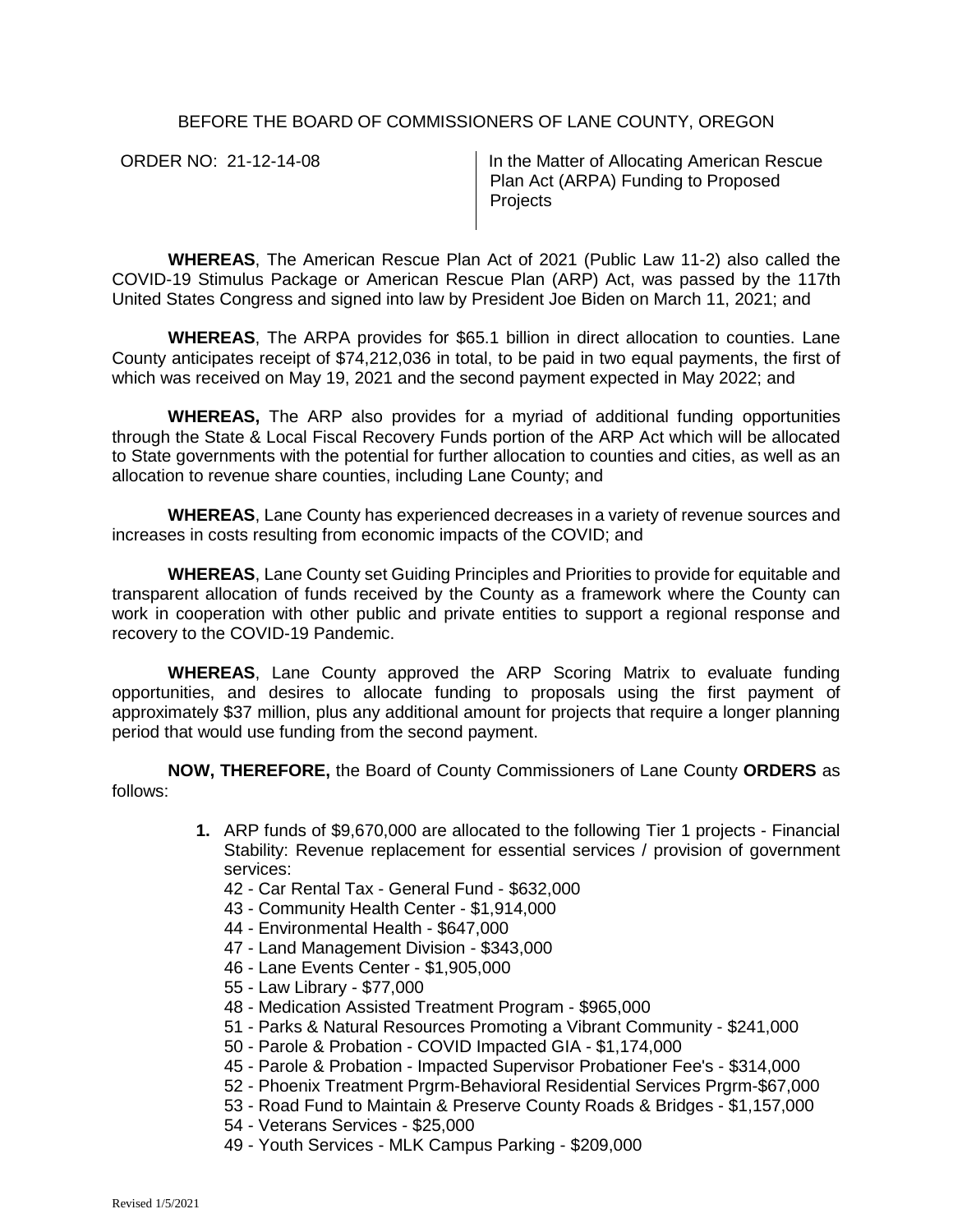BEFORE THE BOARD OF COMMISSIONERS OF LANE COUNTY, OREGON

ORDER NO: 21-12-14-08

In the Matter of Allocating American Rescue Plan Act (ARPA) Funding to Proposed Projects

**WHEREAS**, The American Rescue Plan Act of 2021 (Public Law 11-2) also called the COVID-19 Stimulus Package or American Rescue Plan (ARP) Act, was passed by the 117th United States Congress and signed into law by President Joe Biden on March 11, 2021; and

**WHEREAS**, The ARPA provides for $65.1 billion in direct allocation to counties. Lane County anticipates receipt of $74,212,036 in total, to be paid in two equal payments, the first of which was received on May 19, 2021 and the second payment expected in May 2022; and

**WHEREAS,** The ARP also provides for a myriad of additional funding opportunities through the State & Local Fiscal Recovery Funds portion of the ARP Act which will be allocated to State governments with the potential for further allocation to counties and cities, as well as an allocation to revenue share counties, including Lane County; and

**WHEREAS**, Lane County has experienced decreases in a variety of revenue sources and increases in costs resulting from economic impacts of the COVID; and

**WHEREAS**, Lane County set Guiding Principles and Priorities to provide for equitable and transparent allocation of funds received by the County as a framework where the County can work in cooperation with other public and private entities to support a regional response and recovery to the COVID-19 Pandemic.

**WHEREAS**, Lane County approved the ARP Scoring Matrix to evaluate funding opportunities, and desires to allocate funding to proposals using the first payment of approximately $37 million, plus any additional amount for projects that require a longer planning period that would use funding from the second payment.

**NOW, THEREFORE,** the Board of County Commissioners of Lane County **ORDERS** as follows:

1. ARP funds of $9,670,000 are allocated to the following Tier 1 projects - Financial Stability: Revenue replacement for essential services / provision of government services:
   42 - Car Rental Tax - General Fund - $632,000
   43 - Community Health Center - $1,914,000
   44 - Environmental Health - $647,000
   47 - Land Management Division - $343,000
   46 - Lane Events Center - $1,905,000
   55 - Law Library - $77,000
   48 - Medication Assisted Treatment Program - $965,000
   51 - Parks & Natural Resources Promoting a Vibrant Community - $241,000
   50 - Parole & Probation - COVID Impacted GIA - $1,174,000
   45 - Parole & Probation - Impacted Supervisor Probationer Fee's - $314,000
   52 - Phoenix Treatment Prgrm-Behavioral Residential Services Prgrm-$67,000
   53 - Road Fund to Maintain & Preserve County Roads & Bridges - $1,157,000
   54 - Veterans Services - $25,000
   49 - Youth Services - MLK Campus Parking - $209,000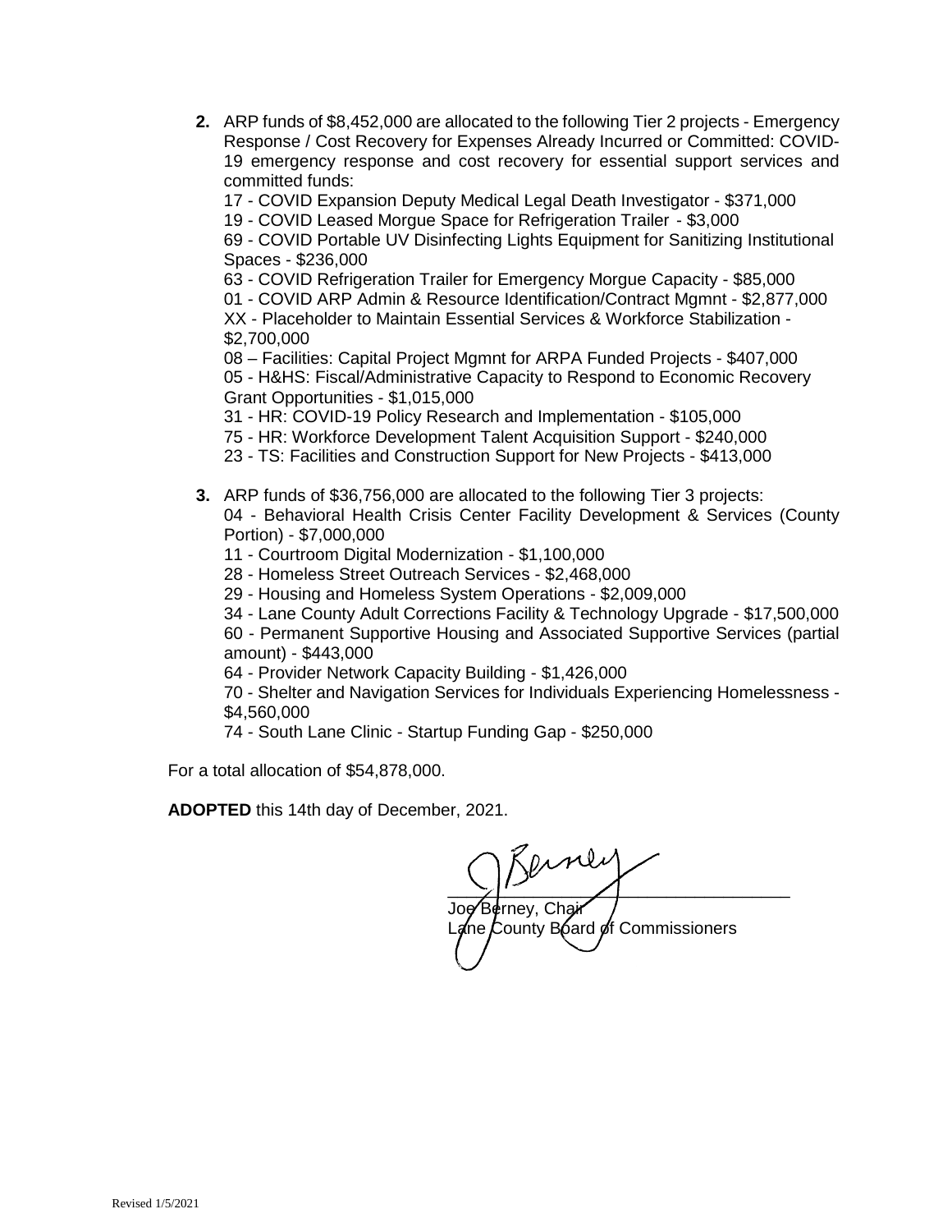2. ARP funds of $8,452,000 are allocated to the following Tier 2 projects - Emergency Response / Cost Recovery for Expenses Already Incurred or Committed: COVID-19 emergency response and cost recovery for essential support services and committed funds:
   17 - COVID Expansion Deputy Medical Legal Death Investigator - $371,000
   19 - COVID Leased Morgue Space for Refrigeration Trailer - $3,000
   69 - COVID Portable UV Disinfecting Lights Equipment for Sanitizing Institutional Spaces - $236,000
   63 - COVID Refrigeration Trailer for Emergency Morgue Capacity - $85,000
   01 - COVID ARP Admin & Resource Identification/Contract Mgmnt - $2,877,000
   XX - Placeholder to Maintain Essential Services & Workforce Stabilization - $2,700,000
   08 – Facilities: Capital Project Mgmnt for ARPA Funded Projects - $407,000
   05 - H&HS: Fiscal/Administrative Capacity to Respond to Economic Recovery Grant Opportunities - $1,015,000
   31 - HR: COVID-19 Policy Research and Implementation - $105,000
   75 - HR: Workforce Development Talent Acquisition Support - $240,000
   23 - TS: Facilities and Construction Support for New Projects - $413,000

3. ARP funds of $36,756,000 are allocated to the following Tier 3 projects:
   04 - Behavioral Health Crisis Center Facility Development & Services (County Portion) - $7,000,000
   11 - Courtroom Digital Modernization - $1,100,000
   28 - Homeless Street Outreach Services - $2,468,000
   29 - Housing and Homeless System Operations - $2,009,000
   34 - Lane County Adult Corrections Facility & Technology Upgrade - $17,500,000
   60 - Permanent Supportive Housing and Associated Supportive Services (partial amount) - $443,000
   64 - Provider Network Capacity Building - $1,426,000
   70 - Shelter and Navigation Services for Individuals Experiencing Homelessness - $4,560,000
   74 - South Lane Clinic - Startup Funding Gap - $250,000

For a total allocation of $54,878,000.

**ADOPTED** this 14th day of December, 2021.

Joe Berney, Chair
Lane County Board of Commissioners

Revised 1/5/2021